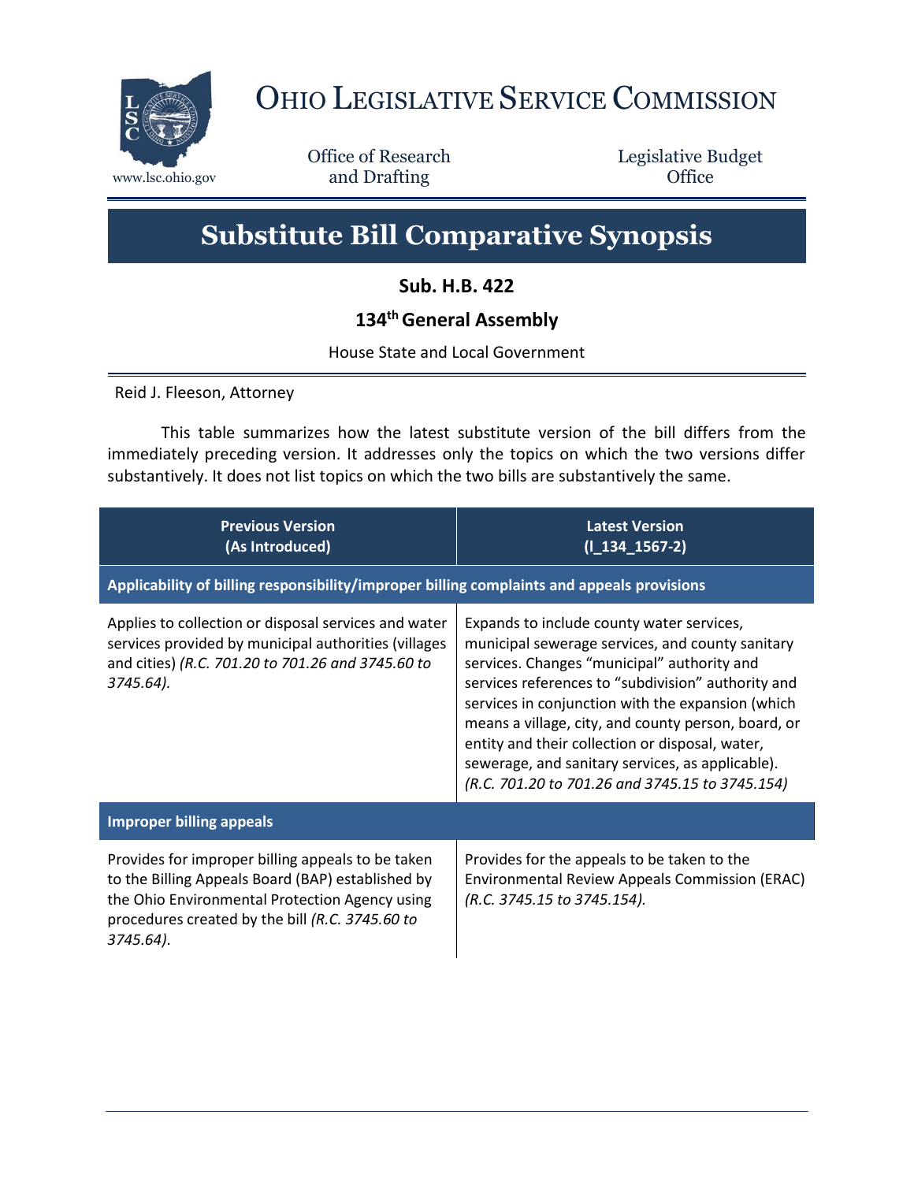# Ohio Legislative Service Commission

Office of Research and Drafting

Legislative Budget Office

www.lsc.ohio.gov

# Substitute Bill Comparative Synopsis

**Sub. H.B. 422**

**134th General Assembly**

House State and Local Government

Reid J. Fleeson, Attorney

This table summarizes how the latest substitute version of the bill differs from the immediately preceding version. It addresses only the topics on which the two versions differ substantively. It does not list topics on which the two bills are substantively the same.

| Previous Version (As Introduced) | Latest Version (l_134_1567-2) |
| --- | --- |
| **Applicability of billing responsibility/improper billing complaints and appeals provisions** | |
| Applies to collection or disposal services and water services provided by municipal authorities (villages and cities) *(R.C. 701.20 to 701.26 and 3745.60 to 3745.64).* | Expands to include county water services, municipal sewerage services, and county sanitary services. Changes "municipal" authority and services references to "subdivision" authority and services in conjunction with the expansion (which means a village, city, and county person, board, or entity and their collection or disposal, water, sewerage, and sanitary services, as applicable). *(R.C. 701.20 to 701.26 and 3745.15 to 3745.154)* |
| **Improper billing appeals** | |
| Provides for improper billing appeals to be taken to the Billing Appeals Board (BAP) established by the Ohio Environmental Protection Agency using procedures created by the bill *(R.C. 3745.60 to 3745.64)*. | Provides for the appeals to be taken to the Environmental Review Appeals Commission (ERAC) *(R.C. 3745.15 to 3745.154).* |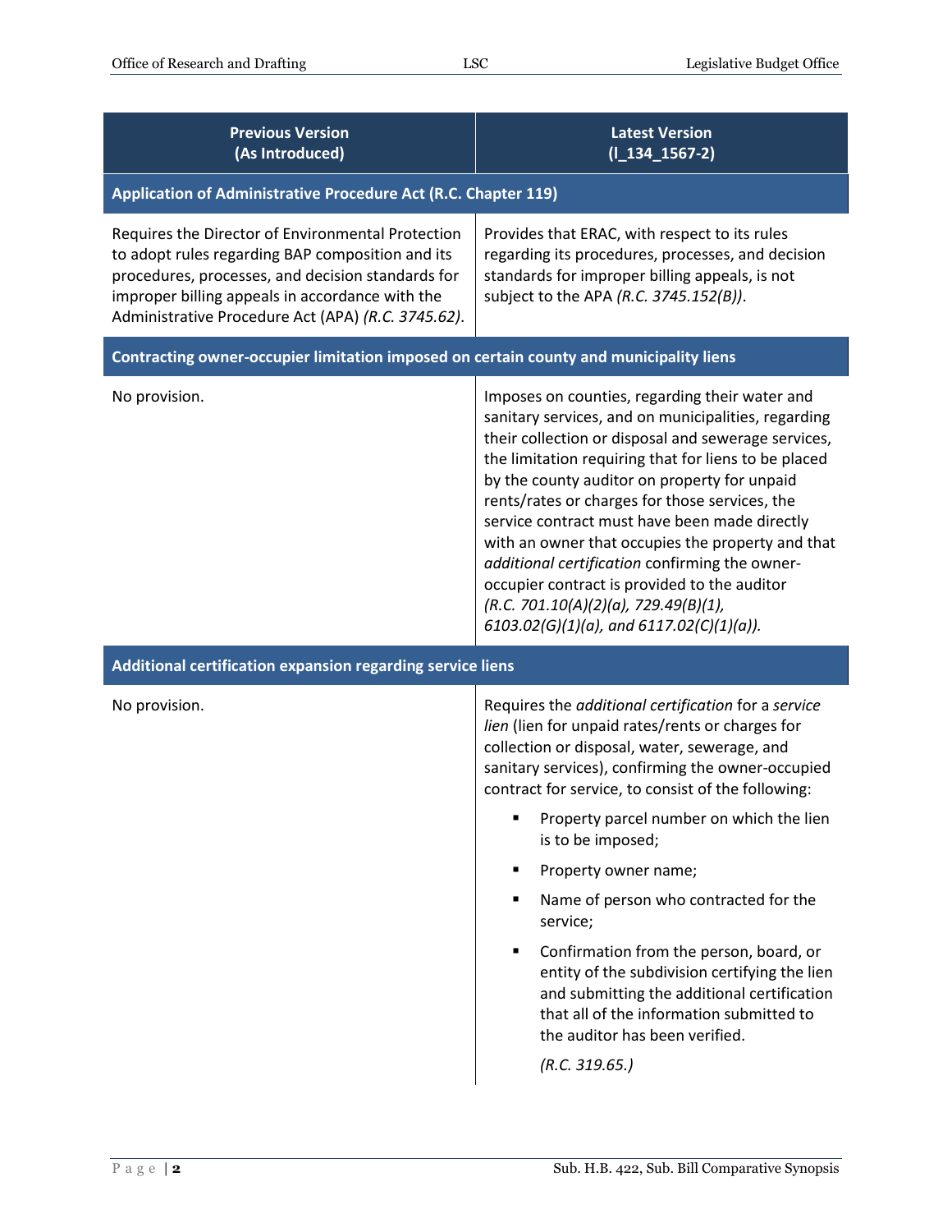| Previous Version (As Introduced) | Latest Version (l_134_1567-2) |
|---|---|
| **Application of Administrative Procedure Act (R.C. Chapter 119)** | |
| Requires the Director of Environmental Protection to adopt rules regarding BAP composition and its procedures, processes, and decision standards for improper billing appeals in accordance with the Administrative Procedure Act (APA) *(R.C. 3745.62)*. | Provides that ERAC, with respect to its rules regarding its procedures, processes, and decision standards for improper billing appeals, is not subject to the APA *(R.C. 3745.152(B))*. |
| **Contracting owner-occupier limitation imposed on certain county and municipality liens** | |
| No provision. | Imposes on counties, regarding their water and sanitary services, and on municipalities, regarding their collection or disposal and sewerage services, the limitation requiring that for liens to be placed by the county auditor on property for unpaid rents/rates or charges for those services, the service contract must have been made directly with an owner that occupies the property and that *additional certification* confirming the owner-occupier contract is provided to the auditor *(R.C. 701.10(A)(2)(a), 729.49(B)(1), 6103.02(G)(1)(a), and 6117.02(C)(1)(a))*. |
| **Additional certification expansion regarding service liens** | |
| No provision. | Requires the *additional certification* for a *service lien* (lien for unpaid rates/rents or charges for collection or disposal, water, sewerage, and sanitary services), confirming the owner-occupied contract for service, to consist of the following:<br>▪ Property parcel number on which the lien is to be imposed;<br>▪ Property owner name;<br>▪ Name of person who contracted for the service;<br>▪ Confirmation from the person, board, or entity of the subdivision certifying the lien and submitting the additional certification that all of the information submitted to the auditor has been verified.<br>*(R.C. 319.65.)* |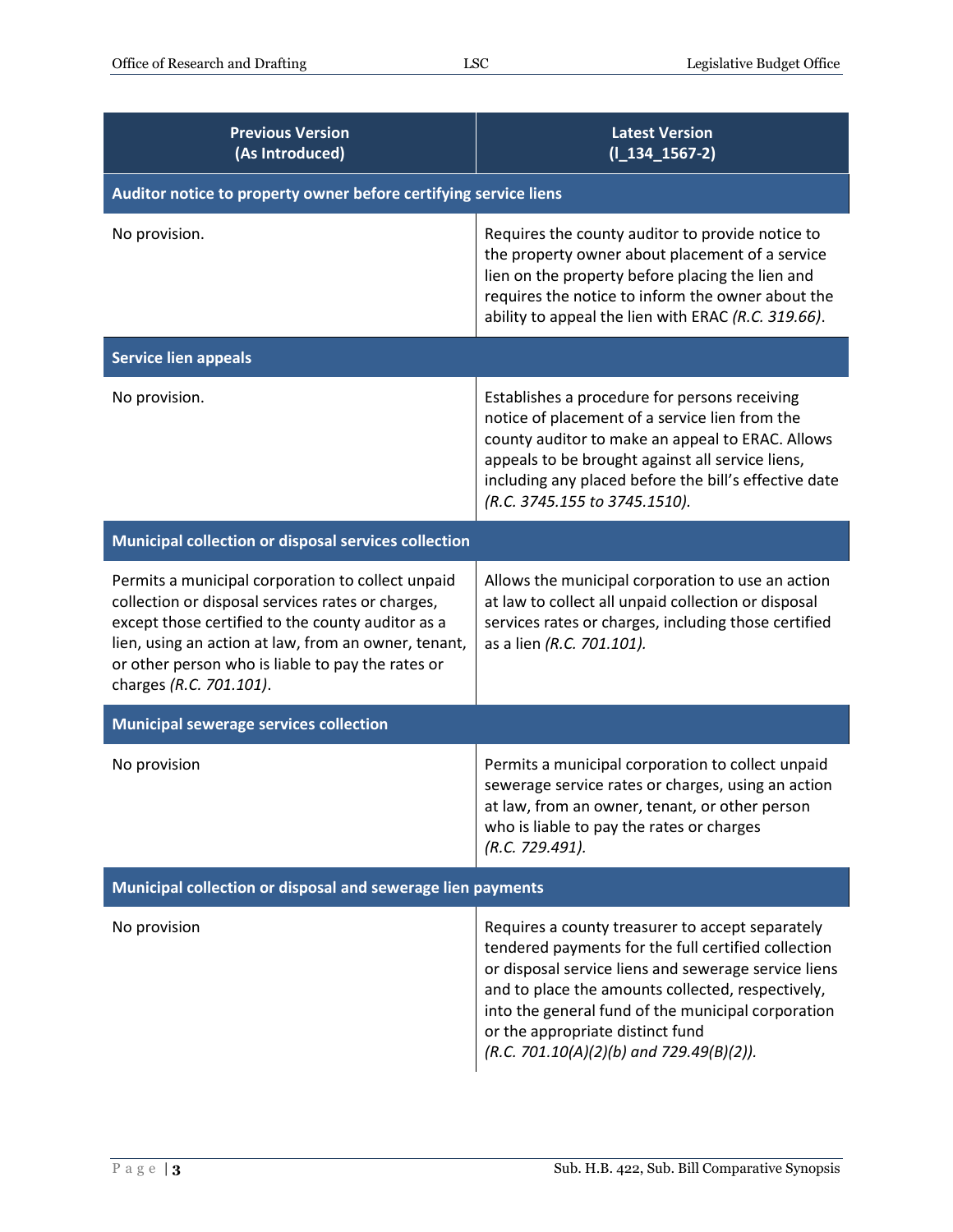| Previous Version (As Introduced) | Latest Version (l_134_1567-2) |
| --- | --- |
| **Auditor notice to property owner before certifying service liens** | |
| No provision. | Requires the county auditor to provide notice to the property owner about placement of a service lien on the property before placing the lien and requires the notice to inform the owner about the ability to appeal the lien with ERAC *(R.C. 319.66)*. |
| **Service lien appeals** | |
| No provision. | Establishes a procedure for persons receiving notice of placement of a service lien from the county auditor to make an appeal to ERAC. Allows appeals to be brought against all service liens, including any placed before the bill's effective date *(R.C. 3745.155 to 3745.1510).* |
| **Municipal collection or disposal services collection** | |
| Permits a municipal corporation to collect unpaid collection or disposal services rates or charges, except those certified to the county auditor as a lien, using an action at law, from an owner, tenant, or other person who is liable to pay the rates or charges *(R.C. 701.101)*. | Allows the municipal corporation to use an action at law to collect all unpaid collection or disposal services rates or charges, including those certified as a lien *(R.C. 701.101).* |
| **Municipal sewerage services collection** | |
| No provision | Permits a municipal corporation to collect unpaid sewerage service rates or charges, using an action at law, from an owner, tenant, or other person who is liable to pay the rates or charges *(R.C. 729.491).* |
| **Municipal collection or disposal and sewerage lien payments** | |
| No provision | Requires a county treasurer to accept separately tendered payments for the full certified collection or disposal service liens and sewerage service liens and to place the amounts collected, respectively, into the general fund of the municipal corporation or the appropriate distinct fund *(R.C. 701.10(A)(2)(b) and 729.49(B)(2)).* |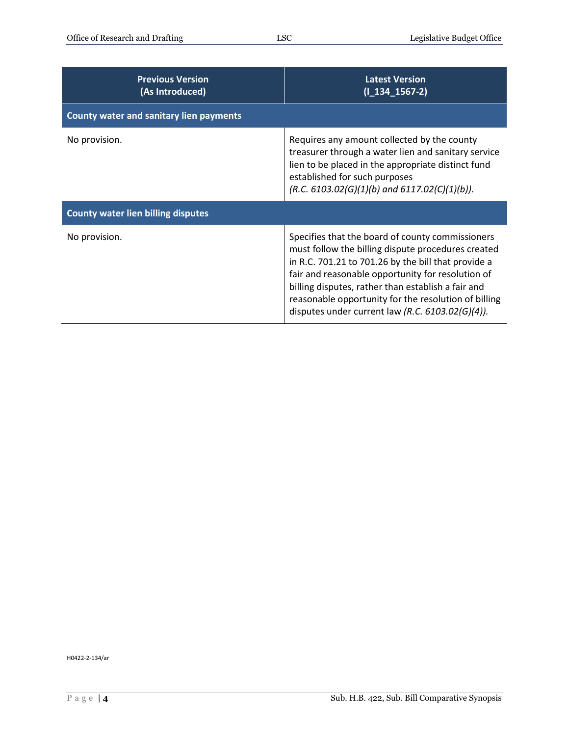| Previous Version (As Introduced) | Latest Version (l_134_1567-2) |
|---|---|
| **County water and sanitary lien payments** | |
| No provision. | Requires any amount collected by the county treasurer through a water lien and sanitary service lien to be placed in the appropriate distinct fund established for such purposes *(R.C. 6103.02(G)(1)(b) and 6117.02(C)(1)(b)).* |
| **County water lien billing disputes** | |
| No provision. | Specifies that the board of county commissioners must follow the billing dispute procedures created in R.C. 701.21 to 701.26 by the bill that provide a fair and reasonable opportunity for resolution of billing disputes, rather than establish a fair and reasonable opportunity for the resolution of billing disputes under current law *(R.C. 6103.02(G)(4)).* |

H0422-2-134/ar